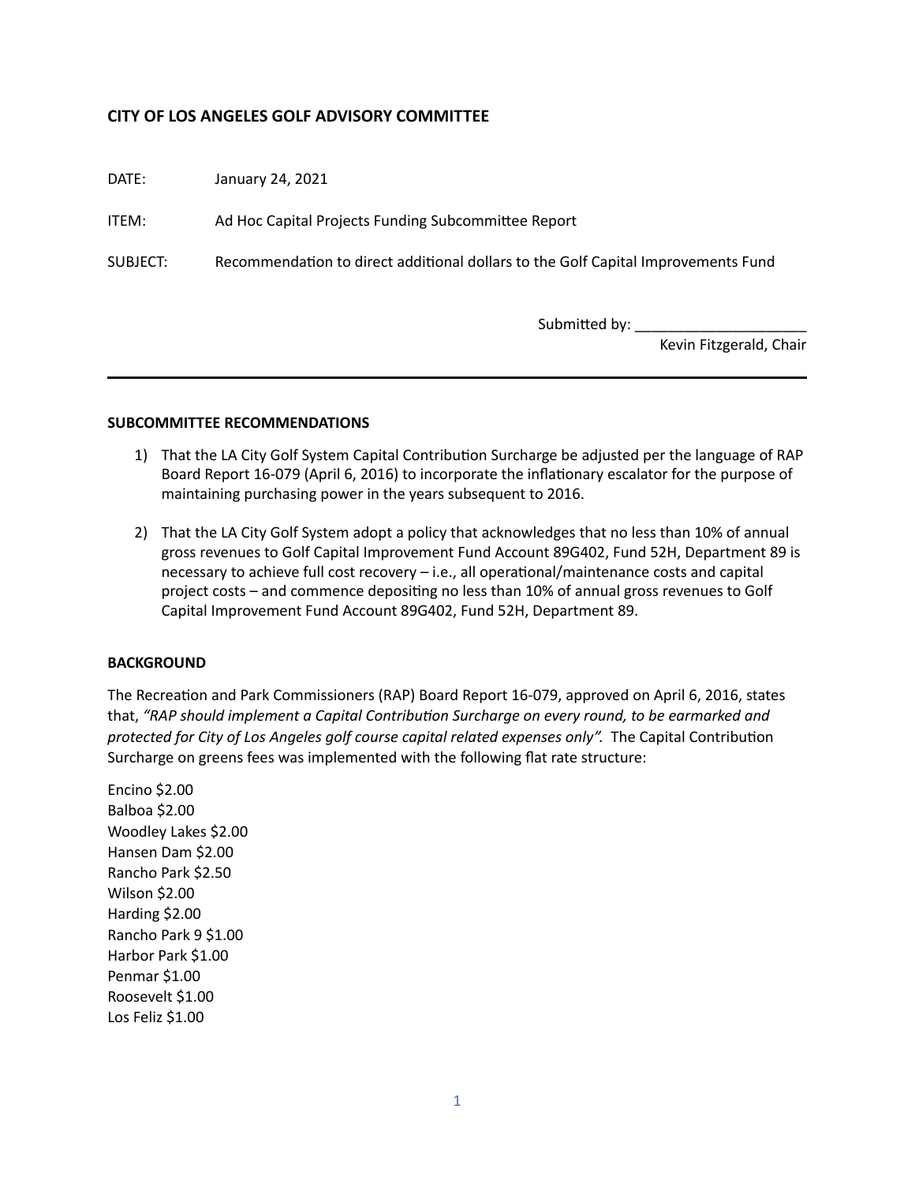## CITY OF LOS ANGELES GOLF ADVISORY COMMITTEE

DATE: January 24, 2021

ITEM: Ad Hoc Capital Projects Funding Subcommittee Report

SUBJECT: Recommendation to direct additional dollars to the Golf Capital Improvements Fund

Submitted by: ____________________
Kevin Fitzgerald, Chair

---

**SUBCOMMITTEE RECOMMENDATIONS**

1) That the LA City Golf System Capital Contribution Surcharge be adjusted per the language of RAP Board Report 16-079 (April 6, 2016) to incorporate the inflationary escalator for the purpose of maintaining purchasing power in the years subsequent to 2016.

2) That the LA City Golf System adopt a policy that acknowledges that no less than 10% of annual gross revenues to Golf Capital Improvement Fund Account 89G402, Fund 52H, Department 89 is necessary to achieve full cost recovery – i.e., all operational/maintenance costs and capital project costs – and commence depositing no less than 10% of annual gross revenues to Golf Capital Improvement Fund Account 89G402, Fund 52H, Department 89.

**BACKGROUND**

The Recreation and Park Commissioners (RAP) Board Report 16-079, approved on April 6, 2016, states that, *"RAP should implement a Capital Contribution Surcharge on every round, to be earmarked and protected for City of Los Angeles golf course capital related expenses only".* The Capital Contribution Surcharge on greens fees was implemented with the following flat rate structure:

Encino $2.00
Balboa $2.00
Woodley Lakes $2.00
Hansen Dam $2.00
Rancho Park $2.50
Wilson $2.00
Harding $2.00
Rancho Park 9 $1.00
Harbor Park $1.00
Penmar $1.00
Roosevelt $1.00
Los Feliz $1.00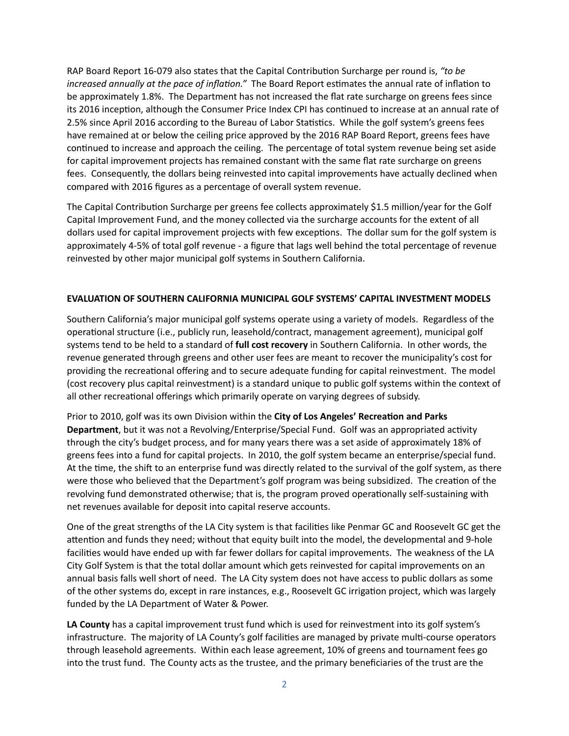RAP Board Report 16-079 also states that the Capital Contribution Surcharge per round is, *"to be increased annually at the pace of inflation."* The Board Report estimates the annual rate of inflation to be approximately 1.8%. The Department has not increased the flat rate surcharge on greens fees since its 2016 inception, although the Consumer Price Index CPI has continued to increase at an annual rate of 2.5% since April 2016 according to the Bureau of Labor Statistics. While the golf system's greens fees have remained at or below the ceiling price approved by the 2016 RAP Board Report, greens fees have continued to increase and approach the ceiling. The percentage of total system revenue being set aside for capital improvement projects has remained constant with the same flat rate surcharge on greens fees. Consequently, the dollars being reinvested into capital improvements have actually declined when compared with 2016 figures as a percentage of overall system revenue.

The Capital Contribution Surcharge per greens fee collects approximately $1.5 million/year for the Golf Capital Improvement Fund, and the money collected via the surcharge accounts for the extent of all dollars used for capital improvement projects with few exceptions. The dollar sum for the golf system is approximately 4-5% of total golf revenue - a figure that lags well behind the total percentage of revenue reinvested by other major municipal golf systems in Southern California.

## EVALUATION OF SOUTHERN CALIFORNIA MUNICIPAL GOLF SYSTEMS' CAPITAL INVESTMENT MODELS

Southern California's major municipal golf systems operate using a variety of models. Regardless of the operational structure (i.e., publicly run, leasehold/contract, management agreement), municipal golf systems tend to be held to a standard of **full cost recovery** in Southern California. In other words, the revenue generated through greens and other user fees are meant to recover the municipality's cost for providing the recreational offering and to secure adequate funding for capital reinvestment. The model (cost recovery plus capital reinvestment) is a standard unique to public golf systems within the context of all other recreational offerings which primarily operate on varying degrees of subsidy.

Prior to 2010, golf was its own Division within the **City of Los Angeles' Recreation and Parks Department**, but it was not a Revolving/Enterprise/Special Fund. Golf was an appropriated activity through the city's budget process, and for many years there was a set aside of approximately 18% of greens fees into a fund for capital projects. In 2010, the golf system became an enterprise/special fund. At the time, the shift to an enterprise fund was directly related to the survival of the golf system, as there were those who believed that the Department's golf program was being subsidized. The creation of the revolving fund demonstrated otherwise; that is, the program proved operationally self-sustaining with net revenues available for deposit into capital reserve accounts.

One of the great strengths of the LA City system is that facilities like Penmar GC and Roosevelt GC get the attention and funds they need; without that equity built into the model, the developmental and 9-hole facilities would have ended up with far fewer dollars for capital improvements. The weakness of the LA City Golf System is that the total dollar amount which gets reinvested for capital improvements on an annual basis falls well short of need. The LA City system does not have access to public dollars as some of the other systems do, except in rare instances, e.g., Roosevelt GC irrigation project, which was largely funded by the LA Department of Water & Power.

**LA County** has a capital improvement trust fund which is used for reinvestment into its golf system's infrastructure. The majority of LA County's golf facilities are managed by private multi-course operators through leasehold agreements. Within each lease agreement, 10% of greens and tournament fees go into the trust fund. The County acts as the trustee, and the primary beneficiaries of the trust are the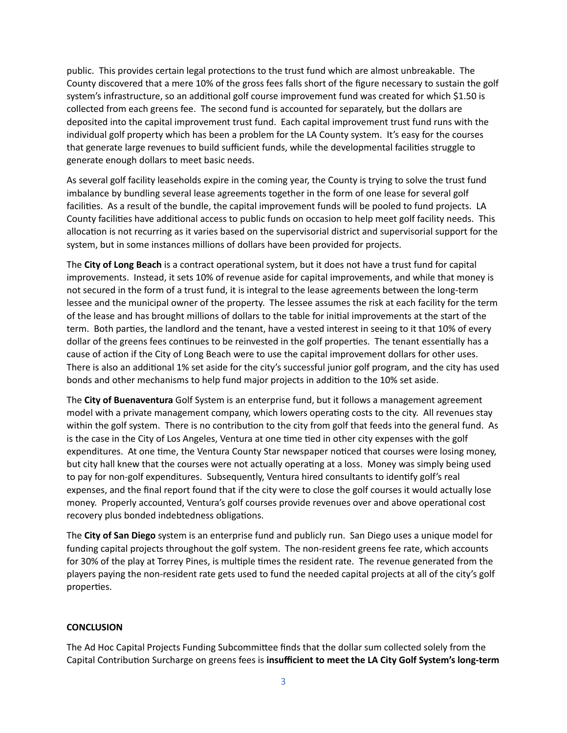public. This provides certain legal protections to the trust fund which are almost unbreakable. The County discovered that a mere 10% of the gross fees falls short of the figure necessary to sustain the golf system's infrastructure, so an additional golf course improvement fund was created for which $1.50 is collected from each greens fee. The second fund is accounted for separately, but the dollars are deposited into the capital improvement trust fund. Each capital improvement trust fund runs with the individual golf property which has been a problem for the LA County system. It's easy for the courses that generate large revenues to build sufficient funds, while the developmental facilities struggle to generate enough dollars to meet basic needs.

As several golf facility leaseholds expire in the coming year, the County is trying to solve the trust fund imbalance by bundling several lease agreements together in the form of one lease for several golf facilities. As a result of the bundle, the capital improvement funds will be pooled to fund projects. LA County facilities have additional access to public funds on occasion to help meet golf facility needs. This allocation is not recurring as it varies based on the supervisorial district and supervisorial support for the system, but in some instances millions of dollars have been provided for projects.

The **City of Long Beach** is a contract operational system, but it does not have a trust fund for capital improvements. Instead, it sets 10% of revenue aside for capital improvements, and while that money is not secured in the form of a trust fund, it is integral to the lease agreements between the long-term lessee and the municipal owner of the property. The lessee assumes the risk at each facility for the term of the lease and has brought millions of dollars to the table for initial improvements at the start of the term. Both parties, the landlord and the tenant, have a vested interest in seeing to it that 10% of every dollar of the greens fees continues to be reinvested in the golf properties. The tenant essentially has a cause of action if the City of Long Beach were to use the capital improvement dollars for other uses. There is also an additional 1% set aside for the city's successful junior golf program, and the city has used bonds and other mechanisms to help fund major projects in addition to the 10% set aside.

The **City of Buenaventura** Golf System is an enterprise fund, but it follows a management agreement model with a private management company, which lowers operating costs to the city. All revenues stay within the golf system. There is no contribution to the city from golf that feeds into the general fund. As is the case in the City of Los Angeles, Ventura at one time tied in other city expenses with the golf expenditures. At one time, the Ventura County Star newspaper noticed that courses were losing money, but city hall knew that the courses were not actually operating at a loss. Money was simply being used to pay for non-golf expenditures. Subsequently, Ventura hired consultants to identify golf's real expenses, and the final report found that if the city were to close the golf courses it would actually lose money. Properly accounted, Ventura's golf courses provide revenues over and above operational cost recovery plus bonded indebtedness obligations.

The **City of San Diego** system is an enterprise fund and publicly run. San Diego uses a unique model for funding capital projects throughout the golf system. The non-resident greens fee rate, which accounts for 30% of the play at Torrey Pines, is multiple times the resident rate. The revenue generated from the players paying the non-resident rate gets used to fund the needed capital projects at all of the city's golf properties.

**CONCLUSION**

The Ad Hoc Capital Projects Funding Subcommittee finds that the dollar sum collected solely from the Capital Contribution Surcharge on greens fees is **insufficient to meet the LA City Golf System's long-term**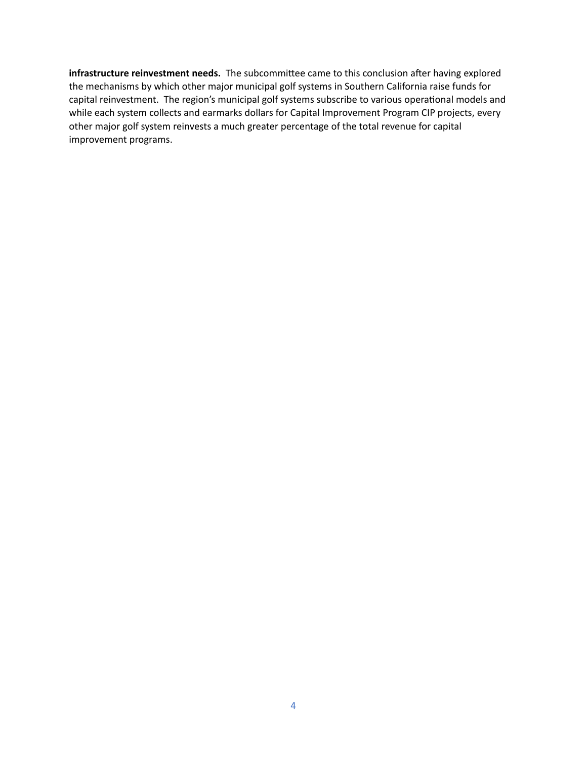**infrastructure reinvestment needs.** The subcommittee came to this conclusion after having explored the mechanisms by which other major municipal golf systems in Southern California raise funds for capital reinvestment. The region's municipal golf systems subscribe to various operational models and while each system collects and earmarks dollars for Capital Improvement Program CIP projects, every other major golf system reinvests a much greater percentage of the total revenue for capital improvement programs.